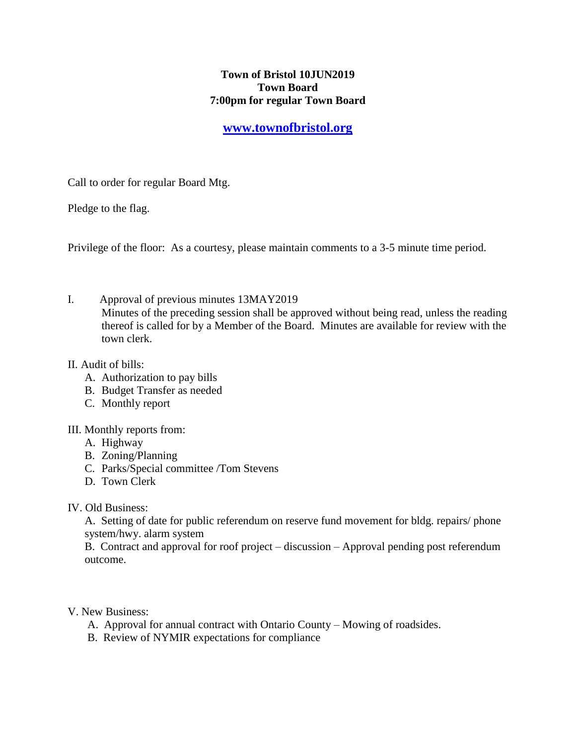**Town of Bristol 10JUN2019**
**Town Board**
**7:00pm for regular Town Board**

**[www.townofbristol.org](http://www.townofbristol.org)**

Call to order for regular Board Mtg.

Pledge to the flag.

Privilege of the floor: As a courtesy, please maintain comments to a 3-5 minute time period.

I. Approval of previous minutes 13MAY2019
Minutes of the preceding session shall be approved without being read, unless the reading thereof is called for by a Member of the Board. Minutes are available for review with the town clerk.

II. Audit of bills:
  A. Authorization to pay bills
  B. Budget Transfer as needed
  C. Monthly report

III. Monthly reports from:
  A. Highway
  B. Zoning/Planning
  C. Parks/Special committee /Tom Stevens
  D. Town Clerk

IV. Old Business:
  A. Setting of date for public referendum on reserve fund movement for bldg. repairs/ phone system/hwy. alarm system
  B. Contract and approval for roof project – discussion – Approval pending post referendum outcome.

V. New Business:
  A. Approval for annual contract with Ontario County – Mowing of roadsides.
  B. Review of NYMIR expectations for compliance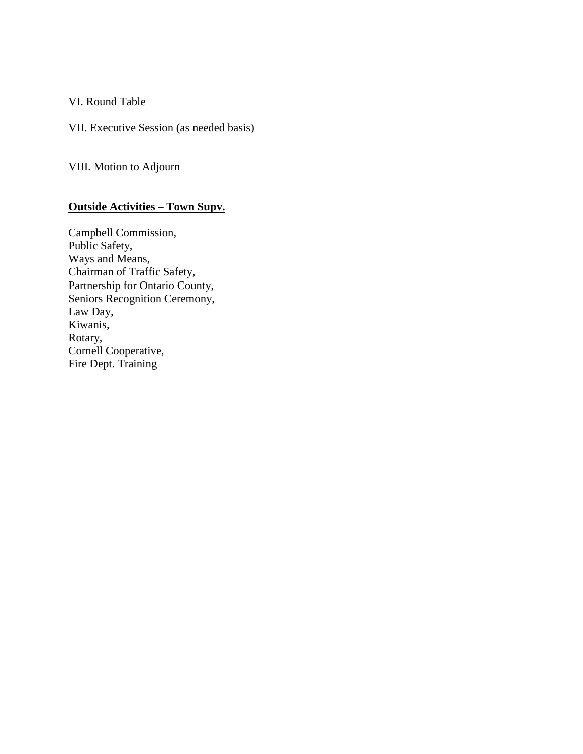VI. Round Table

VII. Executive Session (as needed basis)

VIII. Motion to Adjourn

**<u>Outside Activities – Town Supv.</u>**

Campbell Commission,  
Public Safety,  
Ways and Means,  
Chairman of Traffic Safety,  
Partnership for Ontario County,  
Seniors Recognition Ceremony,  
Law Day,  
Kiwanis,  
Rotary,  
Cornell Cooperative,  
Fire Dept. Training